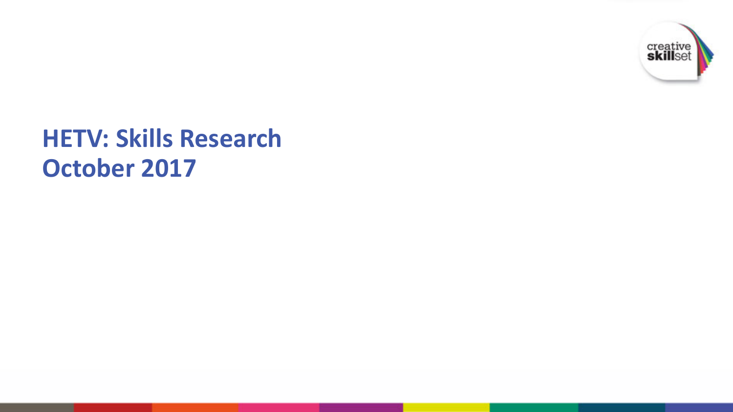# HETV: Skills Research
# October 2017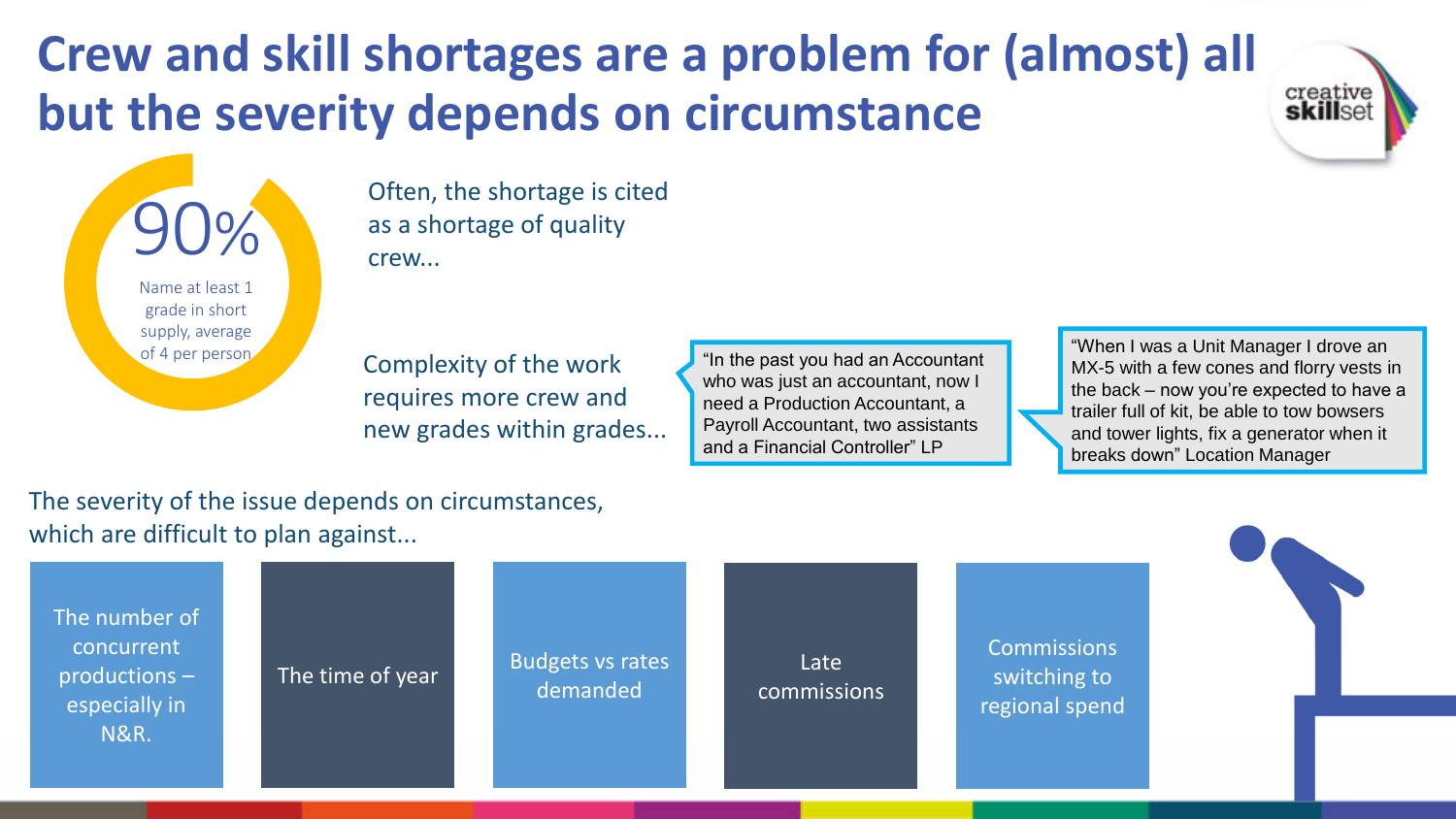# Crew and skill shortages are a problem for (almost) all but the severity depends on circumstance

**90%**

Name at least 1 grade in short supply, average of 4 per person

Often, the shortage is cited as a shortage of quality crew...

Complexity of the work requires more crew and new grades within grades...

"In the past you had an Accountant who was just an accountant, now I need a Production Accountant, a Payroll Accountant, two assistants and a Financial Controller" LP

"When I was a Unit Manager I drove an MX-5 with a few cones and florry vests in the back – now you're expected to have a trailer full of kit, be able to tow bowsers and tower lights, fix a generator when it breaks down" Location Manager

The severity of the issue depends on circumstances, which are difficult to plan against...

- The number of concurrent productions – especially in N&R.
- The time of year
- Budgets vs rates demanded
- Late commissions
- Commissions switching to regional spend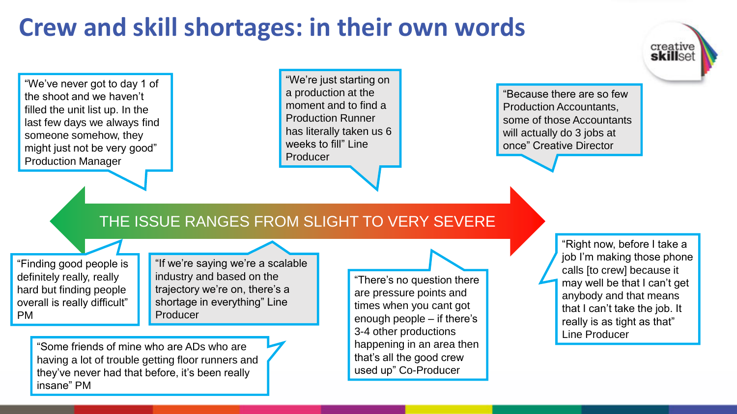# Crew and skill shortages: in their own words

creative skillset

"We've never got to day 1 of the shoot and we haven't filled the unit list up. In the last few days we always find someone somehow, they might just not be very good" Production Manager

"We're just starting on a production at the moment and to find a Production Runner has literally taken us 6 weeks to fill" Line Producer

"Because there are so few Production Accountants, some of those Accountants will actually do 3 jobs at once" Creative Director

**THE ISSUE RANGES FROM SLIGHT TO VERY SEVERE**

"Finding good people is definitely really, really hard but finding people overall is really difficult" PM

"If we're saying we're a scalable industry and based on the trajectory we're on, there's a shortage in everything" Line Producer

"There's no question there are pressure points and times when you cant got enough people – if there's 3-4 other productions happening in an area then that's all the good crew used up" Co-Producer

"Right now, before I take a job I'm making those phone calls [to crew] because it may well be that I can't get anybody and that means that I can't take the job. It really is as tight as that" Line Producer

"Some friends of mine who are ADs who are having a lot of trouble getting floor runners and they've never had that before, it's been really insane" PM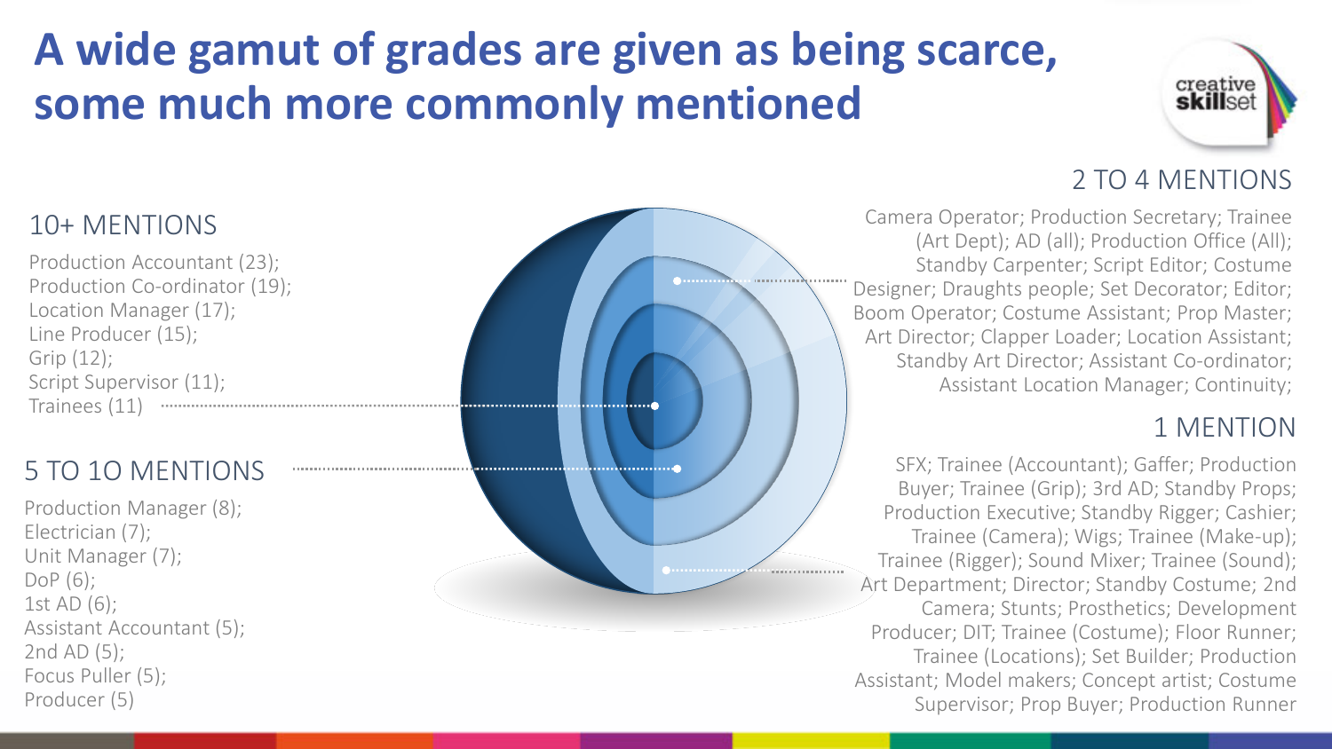# A wide gamut of grades are given as being scarce, some much more commonly mentioned

## 10+ MENTIONS

Production Accountant (23);
Production Co-ordinator (19);
Location Manager (17);
Line Producer (15);
Grip (12);
Script Supervisor (11);
Trainees (11)

## 5 TO 1O MENTIONS

Production Manager (8);
Electrician (7);
Unit Manager (7);
DoP (6);
1st AD (6);
Assistant Accountant (5);
2nd AD (5);
Focus Puller (5);
Producer (5)

## 2 TO 4 MENTIONS

Camera Operator; Production Secretary; Trainee (Art Dept); AD (all); Production Office (All); Standby Carpenter; Script Editor; Costume Designer; Draughts people; Set Decorator; Editor; Boom Operator; Costume Assistant; Prop Master; Art Director; Clapper Loader; Location Assistant; Standby Art Director; Assistant Co-ordinator; Assistant Location Manager; Continuity;

## 1 MENTION

SFX; Trainee (Accountant); Gaffer; Production Buyer; Trainee (Grip); 3rd AD; Standby Props; Production Executive; Standby Rigger; Cashier; Trainee (Camera); Wigs; Trainee (Make-up); Trainee (Rigger); Sound Mixer; Trainee (Sound); Art Department; Director; Standby Costume; 2nd Camera; Stunts; Prosthetics; Development Producer; DIT; Trainee (Costume); Floor Runner; Trainee (Locations); Set Builder; Production Assistant; Model makers; Concept artist; Costume Supervisor; Prop Buyer; Production Runner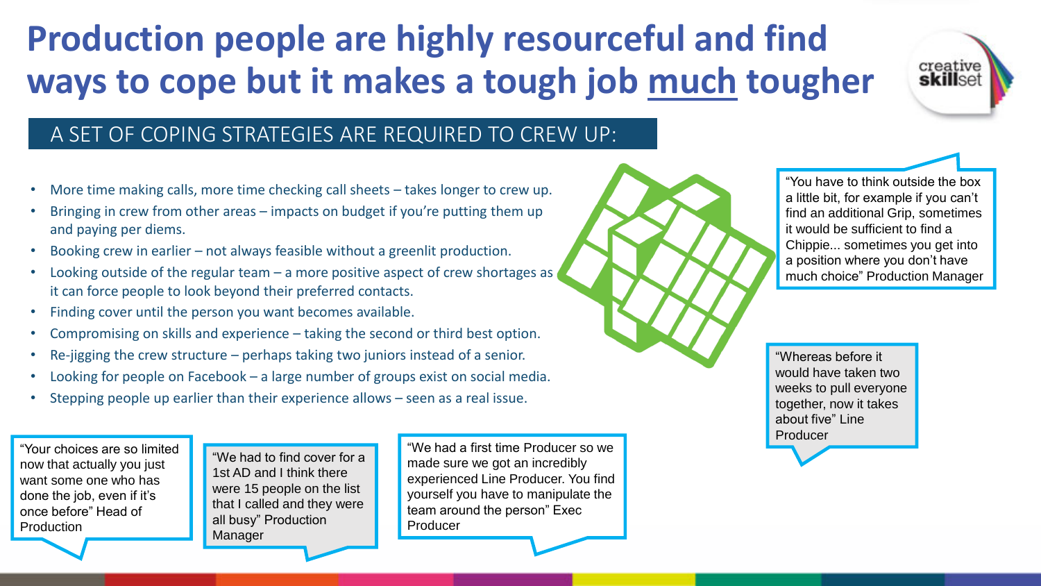# Production people are highly resourceful and find ways to cope but it makes a tough job <u>much</u> tougher

## A SET OF COPING STRATEGIES ARE REQUIRED TO CREW UP:

- More time making calls, more time checking call sheets – takes longer to crew up.
- Bringing in crew from other areas – impacts on budget if you're putting them up and paying per diems.
- Booking crew in earlier – not always feasible without a greenlit production.
- Looking outside of the regular team – a more positive aspect of crew shortages as it can force people to look beyond their preferred contacts.
- Finding cover until the person you want becomes available.
- Compromising on skills and experience – taking the second or third best option.
- Re-jigging the crew structure – perhaps taking two juniors instead of a senior.
- Looking for people on Facebook – a large number of groups exist on social media.
- Stepping people up earlier than their experience allows – seen as a real issue.

"You have to think outside the box a little bit, for example if you can't find an additional Grip, sometimes it would be sufficient to find a Chippie... sometimes you get into a position where you don't have much choice" Production Manager

"Whereas before it would have taken two weeks to pull everyone together, now it takes about five" Line Producer

"Your choices are so limited now that actually you just want some one who has done the job, even if it's once before" Head of Production

"We had to find cover for a 1st AD and I think there were 15 people on the list that I called and they were all busy" Production Manager

"We had a first time Producer so we made sure we got an incredibly experienced Line Producer. You find yourself you have to manipulate the team around the person" Exec Producer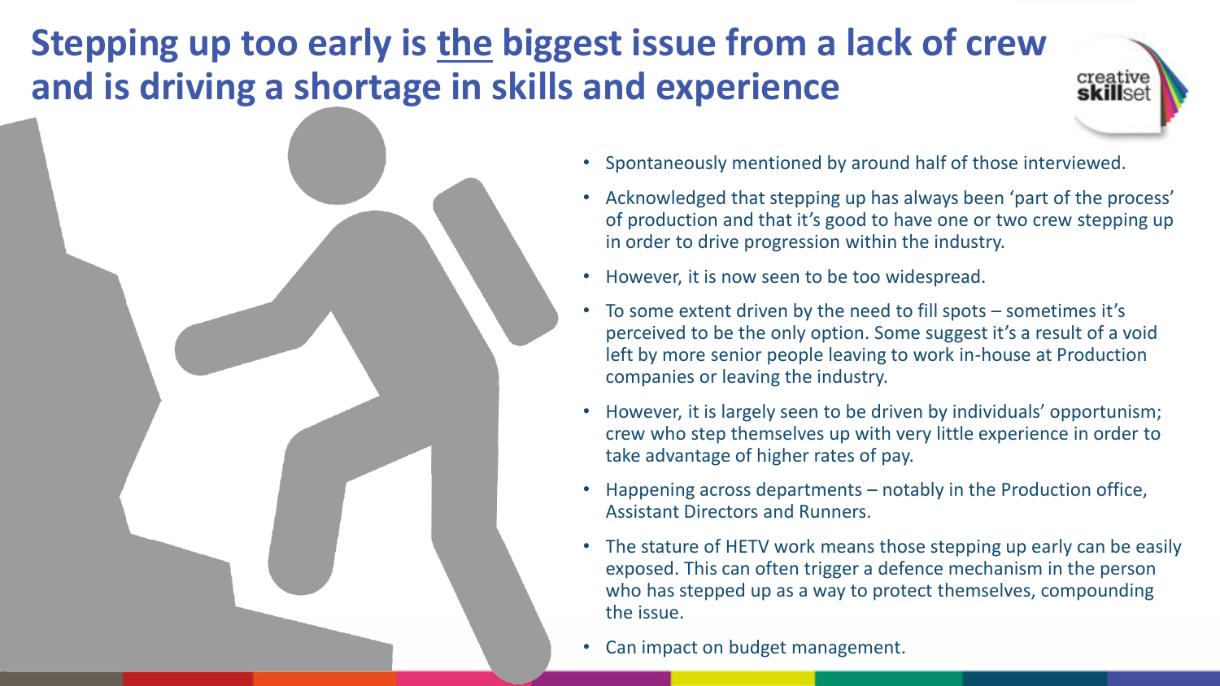# Stepping up too early is <u>the</u> biggest issue from a lack of crew and is driving a shortage in skills and experience

- Spontaneously mentioned by around half of those interviewed.
- Acknowledged that stepping up has always been 'part of the process' of production and that it's good to have one or two crew stepping up in order to drive progression within the industry.
- However, it is now seen to be too widespread.
- To some extent driven by the need to fill spots – sometimes it's perceived to be the only option. Some suggest it's a result of a void left by more senior people leaving to work in-house at Production companies or leaving the industry.
- However, it is largely seen to be driven by individuals' opportunism; crew who step themselves up with very little experience in order to take advantage of higher rates of pay.
- Happening across departments – notably in the Production office, Assistant Directors and Runners.
- The stature of HETV work means those stepping up early can be easily exposed. This can often trigger a defence mechanism in the person who has stepped up as a way to protect themselves, compounding the issue.
- Can impact on budget management.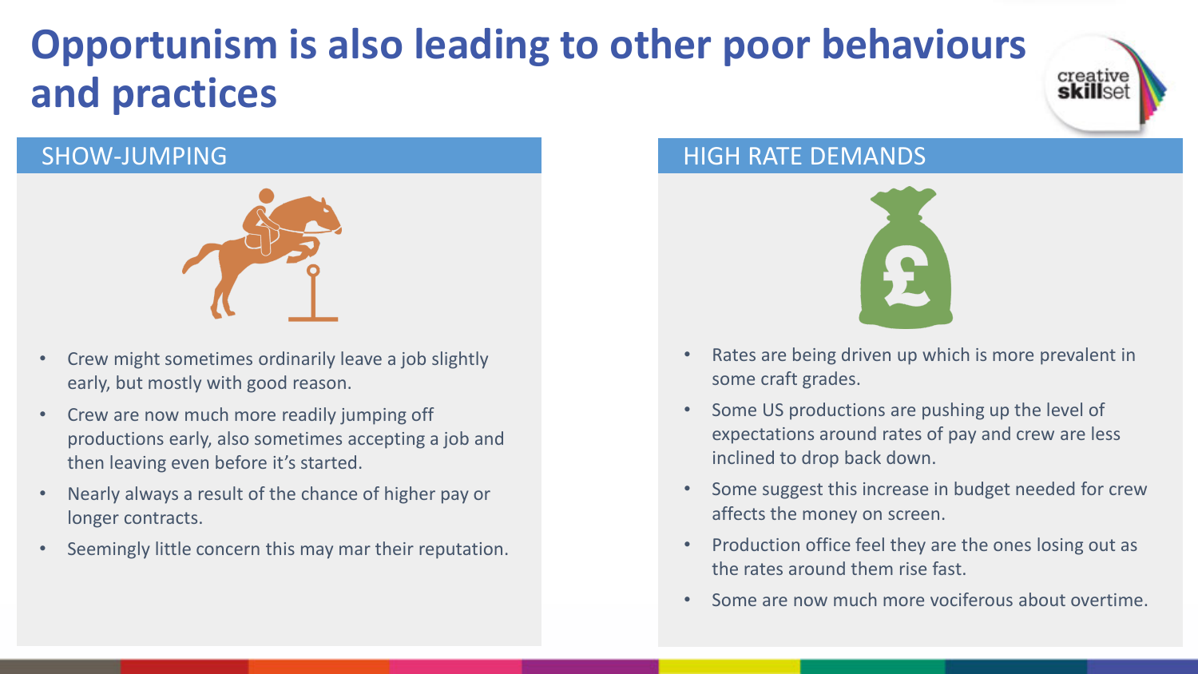# Opportunism is also leading to other poor behaviours and practices

## SHOW-JUMPING

- Crew might sometimes ordinarily leave a job slightly early, but mostly with good reason.
- Crew are now much more readily jumping off productions early, also sometimes accepting a job and then leaving even before it's started.
- Nearly always a result of the chance of higher pay or longer contracts.
- Seemingly little concern this may mar their reputation.

## HIGH RATE DEMANDS

- Rates are being driven up which is more prevalent in some craft grades.
- Some US productions are pushing up the level of expectations around rates of pay and crew are less inclined to drop back down.
- Some suggest this increase in budget needed for crew affects the money on screen.
- Production office feel they are the ones losing out as the rates around them rise fast.
- Some are now much more vociferous about overtime.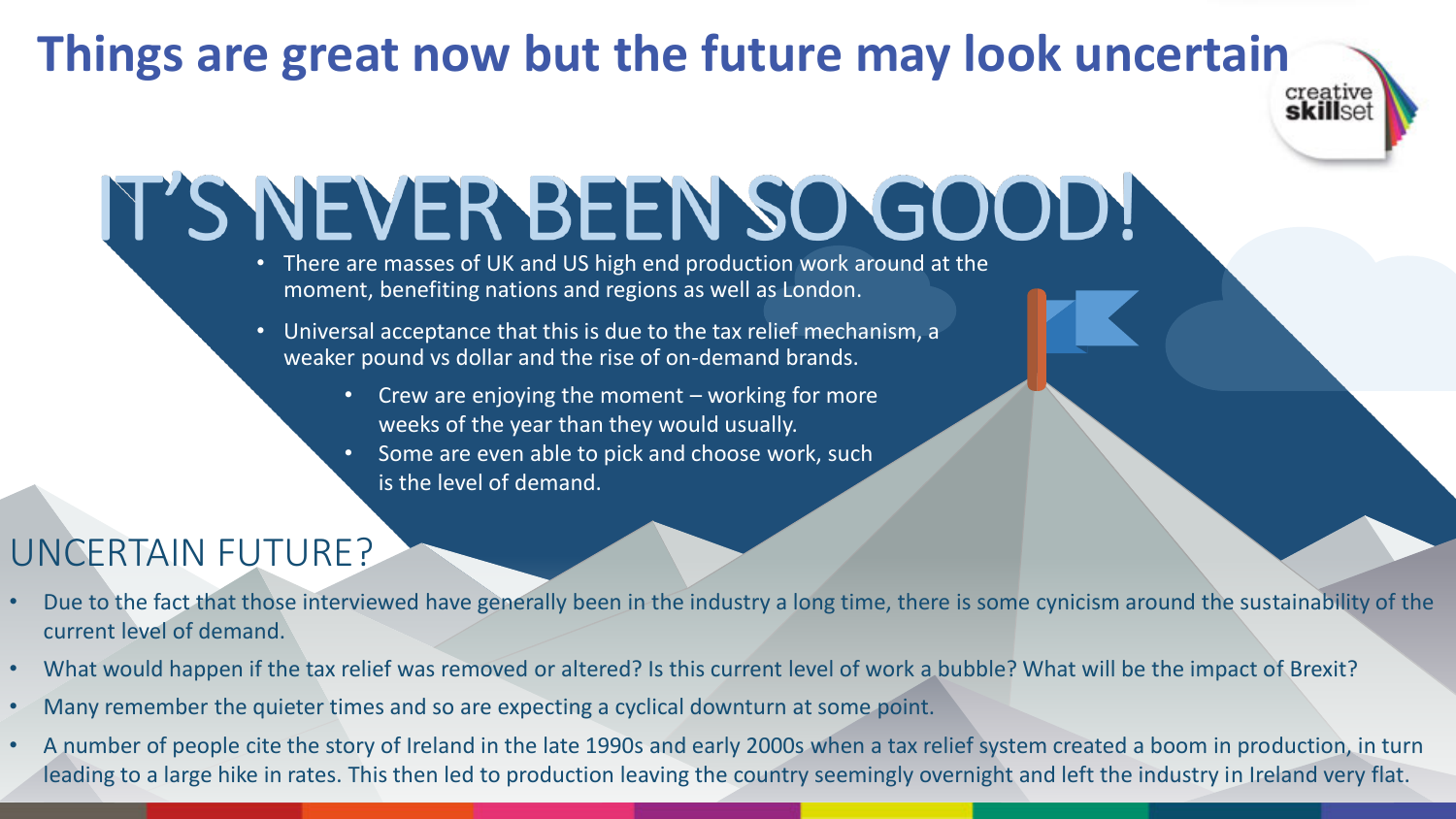# Things are great now but the future may look uncertain

creative **skill**set

## IT'S NEVER BEEN SO GOOD!

- There are masses of UK and US high end production work around at the moment, benefiting nations and regions as well as London.
- Universal acceptance that this is due to the tax relief mechanism, a weaker pound vs dollar and the rise of on-demand brands.
  - Crew are enjoying the moment – working for more weeks of the year than they would usually.
  - Some are even able to pick and choose work, such is the level of demand.

## UNCERTAIN FUTURE?

- Due to the fact that those interviewed have generally been in the industry a long time, there is some cynicism around the sustainability of the current level of demand.
- What would happen if the tax relief was removed or altered? Is this current level of work a bubble? What will be the impact of Brexit?
- Many remember the quieter times and so are expecting a cyclical downturn at some point.
- A number of people cite the story of Ireland in the late 1990s and early 2000s when a tax relief system created a boom in production, in turn leading to a large hike in rates. This then led to production leaving the country seemingly overnight and left the industry in Ireland very flat.